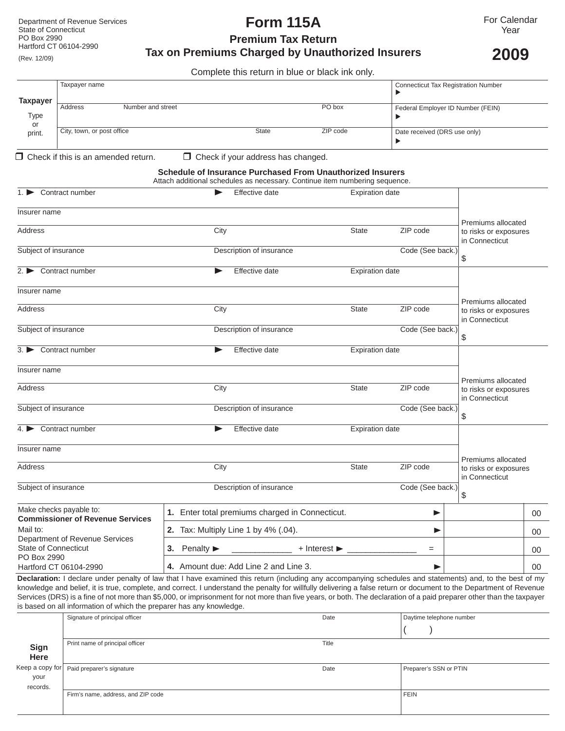Department of Revenue Services
State of Connecticut
PO Box 2990
Hartford CT 06104-2990

(Rev. 12/09)

# Form 115A

## Premium Tax Return

## Tax on Premiums Charged by Unauthorized Insurers

For Calendar Year

**2009**

Complete this return in blue or black ink only.

| **Taxpayer** Type or print. | Taxpayer name | | | | Connecticut Tax Registration Number ▶ |
|---|---|---|---|---|---|
| | Address | Number and street | | PO box | Federal Employer ID Number (FEIN) ▶ |
| | City, town, or post office | | State | ZIP code | Date received (DRS use only) ▶ |

❒ Check if this is an amended return. ❒ Check if your address has changed.

### Schedule of Insurance Purchased From Unauthorized Insurers

Attach additional schedules as necessary. Continue item numbering sequence.

| | | | | |
|---|---|---|---|---|
| 1. ▶ Contract number | ▶ Effective date | Expiration date | | Premiums allocated to risks or exposures in Connecticut $ |
| Insurer name | | | | |
| Address | City | State | ZIP code | |
| Subject of insurance | Description of insurance | | Code (See back.) | |
| 2. ▶ Contract number | ▶ Effective date | Expiration date | | Premiums allocated to risks or exposures in Connecticut $ |
| Insurer name | | | | |
| Address | City | State | ZIP code | |
| Subject of insurance | Description of insurance | | Code (See back.) | |
| 3. ▶ Contract number | ▶ Effective date | Expiration date | | Premiums allocated to risks or exposures in Connecticut $ |
| Insurer name | | | | |
| Address | City | State | ZIP code | |
| Subject of insurance | Description of insurance | | Code (See back.) | |
| 4. ▶ Contract number | ▶ Effective date | Expiration date | | Premiums allocated to risks or exposures in Connecticut $ |
| Insurer name | | | | |
| Address | City | State | ZIP code | |
| Subject of insurance | Description of insurance | | Code (See back.) | |

Make checks payable to:
**Commissioner of Revenue Services**

Mail to:
Department of Revenue Services
State of Connecticut
PO Box 2990
Hartford CT 06104-2990

| | | |
|---|---|---|
| **1.** Enter total premiums charged in Connecticut. ▶ | | 00 |
| **2.** Tax: Multiply Line 1 by 4% (.04). ▶ | | 00 |
| **3.** Penalty ▶ ____________ + Interest ▶ ______________ = | | 00 |
| **4.** Amount due: Add Line 2 and Line 3. ▶ | | 00 |

**Declaration:** I declare under penalty of law that I have examined this return (including any accompanying schedules and statements) and, to the best of my knowledge and belief, it is true, complete, and correct. I understand the penalty for willfully delivering a false return or document to the Department of Revenue Services (DRS) is a fine of not more than $5,000, or imprisonment for not more than five years, or both. The declaration of a paid preparer other than the taxpayer is based on all information of which the preparer has any knowledge.

| **Sign Here** Keep a copy for your records. | Signature of principal officer | Date | Daytime telephone number ( ) |
|---|---|---|---|
| | Print name of principal officer | Title | |
| | Paid preparer's signature | Date | Preparer's SSN or PTIN |
| | Firm's name, address, and ZIP code | | FEIN |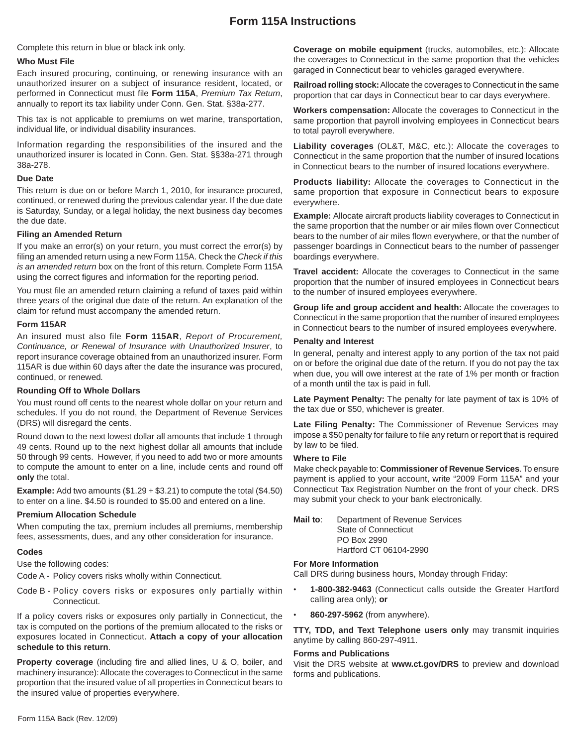# Form 115A Instructions

Complete this return in blue or black ink only.

### Who Must File

Each insured procuring, continuing, or renewing insurance with an unauthorized insurer on a subject of insurance resident, located, or performed in Connecticut must file **Form 115A**, *Premium Tax Return*, annually to report its tax liability under Conn. Gen. Stat. §38a-277.

This tax is not applicable to premiums on wet marine, transportation, individual life, or individual disability insurances.

Information regarding the responsibilities of the insured and the unauthorized insurer is located in Conn. Gen. Stat. §§38a-271 through 38a-278.

### Due Date

This return is due on or before March 1, 2010, for insurance procured, continued, or renewed during the previous calendar year. If the due date is Saturday, Sunday, or a legal holiday, the next business day becomes the due date.

### Filing an Amended Return

If you make an error(s) on your return, you must correct the error(s) by filing an amended return using a new Form 115A. Check the *Check if this is an amended return* box on the front of this return. Complete Form 115A using the correct figures and information for the reporting period.

You must file an amended return claiming a refund of taxes paid within three years of the original due date of the return. An explanation of the claim for refund must accompany the amended return.

### Form 115AR

An insured must also file **Form 115AR**, *Report of Procurement, Continuance, or Renewal of Insurance with Unauthorized Insurer*, to report insurance coverage obtained from an unauthorized insurer. Form 115AR is due within 60 days after the date the insurance was procured, continued, or renewed.

### Rounding Off to Whole Dollars

You must round off cents to the nearest whole dollar on your return and schedules. If you do not round, the Department of Revenue Services (DRS) will disregard the cents.

Round down to the next lowest dollar all amounts that include 1 through 49 cents. Round up to the next highest dollar all amounts that include 50 through 99 cents. However, if you need to add two or more amounts to compute the amount to enter on a line, include cents and round off **only** the total.

**Example:** Add two amounts ($1.29 + $3.21) to compute the total ($4.50) to enter on a line. $4.50 is rounded to $5.00 and entered on a line.

### Premium Allocation Schedule

When computing the tax, premium includes all premiums, membership fees, assessments, dues, and any other consideration for insurance.

### Codes

Use the following codes:

Code A - Policy covers risks wholly within Connecticut.

Code B - Policy covers risks or exposures only partially within Connecticut.

If a policy covers risks or exposures only partially in Connecticut, the tax is computed on the portions of the premium allocated to the risks or exposures located in Connecticut. **Attach a copy of your allocation schedule to this return**.

**Property coverage** (including fire and allied lines, U & O, boiler, and machinery insurance): Allocate the coverages to Connecticut in the same proportion that the insured value of all properties in Connecticut bears to the insured value of properties everywhere.

**Coverage on mobile equipment** (trucks, automobiles, etc.): Allocate the coverages to Connecticut in the same proportion that the vehicles garaged in Connecticut bear to vehicles garaged everywhere.

**Railroad rolling stock:** Allocate the coverages to Connecticut in the same proportion that car days in Connecticut bear to car days everywhere.

**Workers compensation:** Allocate the coverages to Connecticut in the same proportion that payroll involving employees in Connecticut bears to total payroll everywhere.

**Liability coverages** (OL&T, M&C, etc.): Allocate the coverages to Connecticut in the same proportion that the number of insured locations in Connecticut bears to the number of insured locations everywhere.

**Products liability:** Allocate the coverages to Connecticut in the same proportion that exposure in Connecticut bears to exposure everywhere.

**Example:** Allocate aircraft products liability coverages to Connecticut in the same proportion that the number or air miles flown over Connecticut bears to the number of air miles flown everywhere, or that the number of passenger boardings in Connecticut bears to the number of passenger boardings everywhere.

**Travel accident:** Allocate the coverages to Connecticut in the same proportion that the number of insured employees in Connecticut bears to the number of insured employees everywhere.

**Group life and group accident and health:** Allocate the coverages to Connecticut in the same proportion that the number of insured employees in Connecticut bears to the number of insured employees everywhere.

### Penalty and Interest

In general, penalty and interest apply to any portion of the tax not paid on or before the original due date of the return. If you do not pay the tax when due, you will owe interest at the rate of 1% per month or fraction of a month until the tax is paid in full.

**Late Payment Penalty:** The penalty for late payment of tax is 10% of the tax due or $50, whichever is greater.

**Late Filing Penalty:** The Commissioner of Revenue Services may impose a $50 penalty for failure to file any return or report that is required by law to be filed.

### Where to File

Make check payable to: **Commissioner of Revenue Services**. To ensure payment is applied to your account, write "2009 Form 115A" and your Connecticut Tax Registration Number on the front of your check. DRS may submit your check to your bank electronically.

**Mail to**: Department of Revenue Services
State of Connecticut
PO Box 2990
Hartford CT 06104-2990

### For More Information

Call DRS during business hours, Monday through Friday:

- **1-800-382-9463** (Connecticut calls outside the Greater Hartford calling area only); **or**
- **860-297-5962** (from anywhere).

**TTY, TDD, and Text Telephone users only** may transmit inquiries anytime by calling 860-297-4911.

### Forms and Publications

Visit the DRS website at **www.ct.gov/DRS** to preview and download forms and publications.

Form 115A Back (Rev. 12/09)